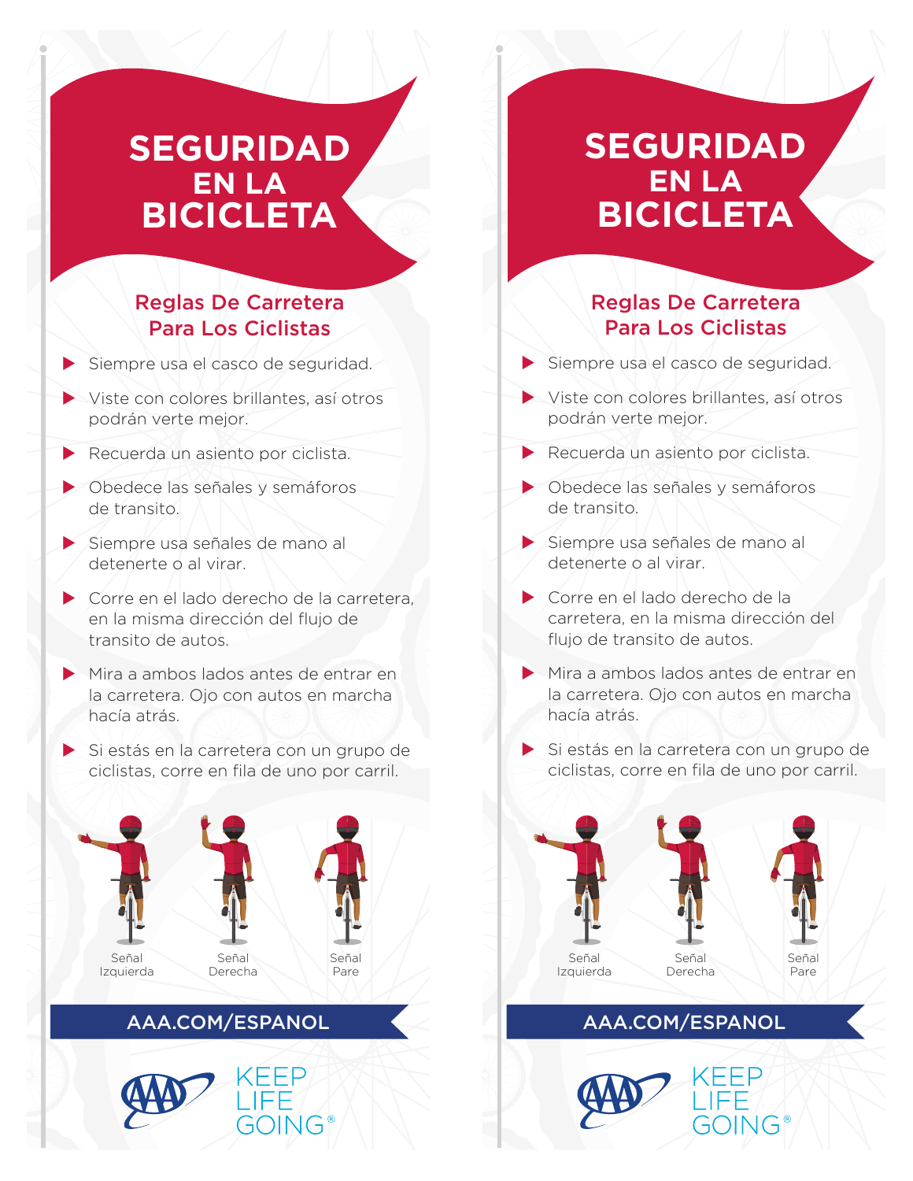# SEGURIDAD EN LA BICICLETA

## Reglas De Carretera Para Los Ciclistas

- Siempre usa el casco de seguridad.
- Viste con colores brillantes, así otros podrán verte mejor.
- Recuerda un asiento por ciclista.
- Obedece las señales y semáforos de transito.
- Siempre usa señales de mano al detenerte o al virar.
- Corre en el lado derecho de la carretera, en la misma dirección del flujo de transito de autos.
- Mira a ambos lados antes de entrar en la carretera. Ojo con autos en marcha hacía atrás.
- Si estás en la carretera con un grupo de ciclistas, corre en fila de uno por carril.

Señal Izquierda

Señal Derecha

Señal Pare

**AAA.COM/ESPANOL**

KEEP LIFE GOING®

# SEGURIDAD EN LA BICICLETA

## Reglas De Carretera Para Los Ciclistas

- Siempre usa el casco de seguridad.
- Viste con colores brillantes, así otros podrán verte mejor.
- Recuerda un asiento por ciclista.
- Obedece las señales y semáforos de transito.
- Siempre usa señales de mano al detenerte o al virar.
- Corre en el lado derecho de la carretera, en la misma dirección del flujo de transito de autos.
- Mira a ambos lados antes de entrar en la carretera. Ojo con autos en marcha hacía atrás.
- Si estás en la carretera con un grupo de ciclistas, corre en fila de uno por carril.

Señal Izquierda

Señal Derecha

Señal Pare

**AAA.COM/ESPANOL**

KEEP LIFE GOING®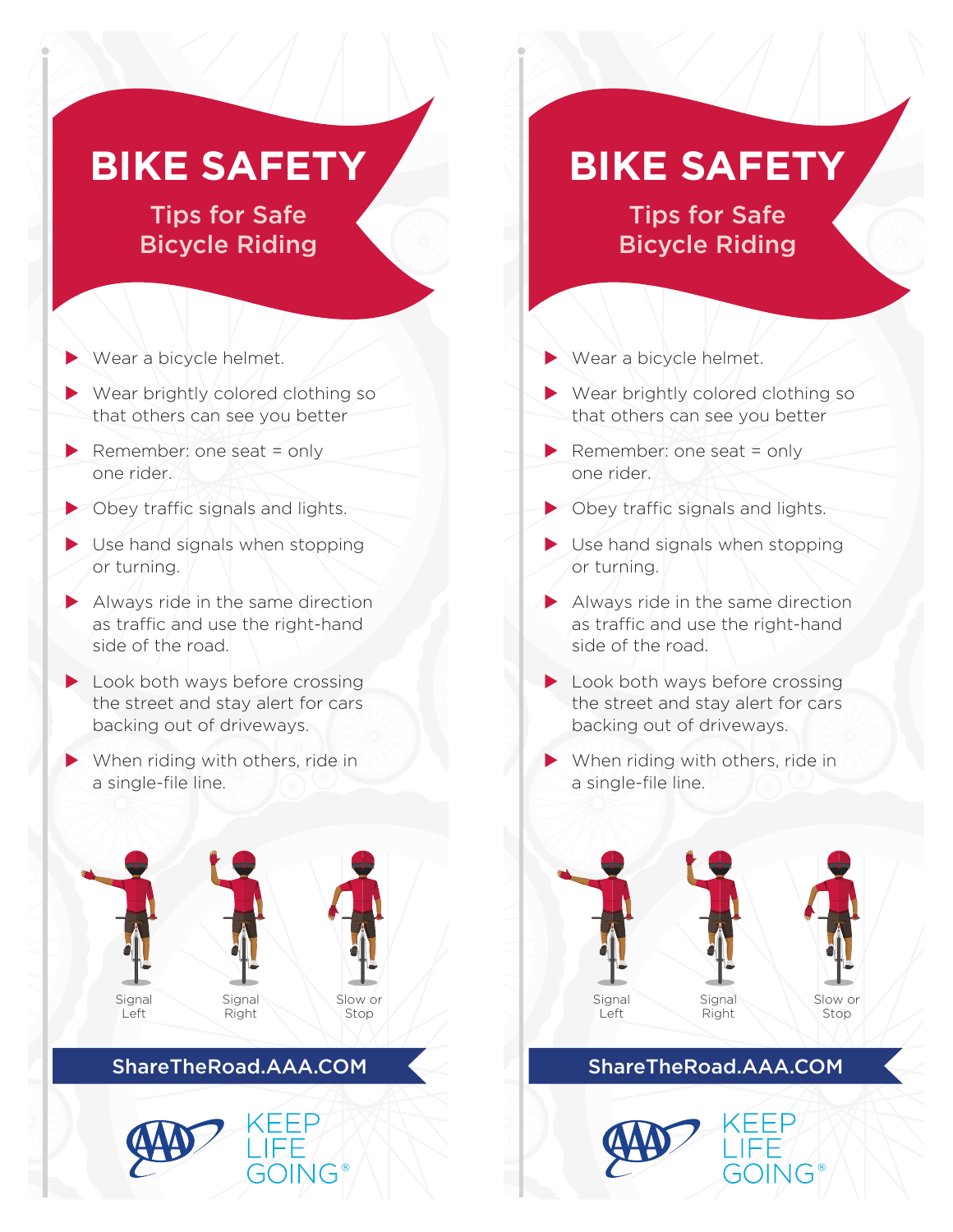# BIKE SAFETY

## Tips for Safe Bicycle Riding

- Wear a bicycle helmet.
- Wear brightly colored clothing so that others can see you better
- Remember: one seat = only one rider.
- Obey traffic signals and lights.
- Use hand signals when stopping or turning.
- Always ride in the same direction as traffic and use the right-hand side of the road.
- Look both ways before crossing the street and stay alert for cars backing out of driveways.
- When riding with others, ride in a single-file line.

Signal Left

Signal Right

Slow or Stop

**ShareTheRoad.AAA.COM**

AAA

KEEP LIFE GOING®

# BIKE SAFETY

## Tips for Safe Bicycle Riding

- Wear a bicycle helmet.
- Wear brightly colored clothing so that others can see you better
- Remember: one seat = only one rider.
- Obey traffic signals and lights.
- Use hand signals when stopping or turning.
- Always ride in the same direction as traffic and use the right-hand side of the road.
- Look both ways before crossing the street and stay alert for cars backing out of driveways.
- When riding with others, ride in a single-file line.

Signal Left

Signal Right

Slow or Stop

**ShareTheRoad.AAA.COM**

AAA

KEEP LIFE GOING®